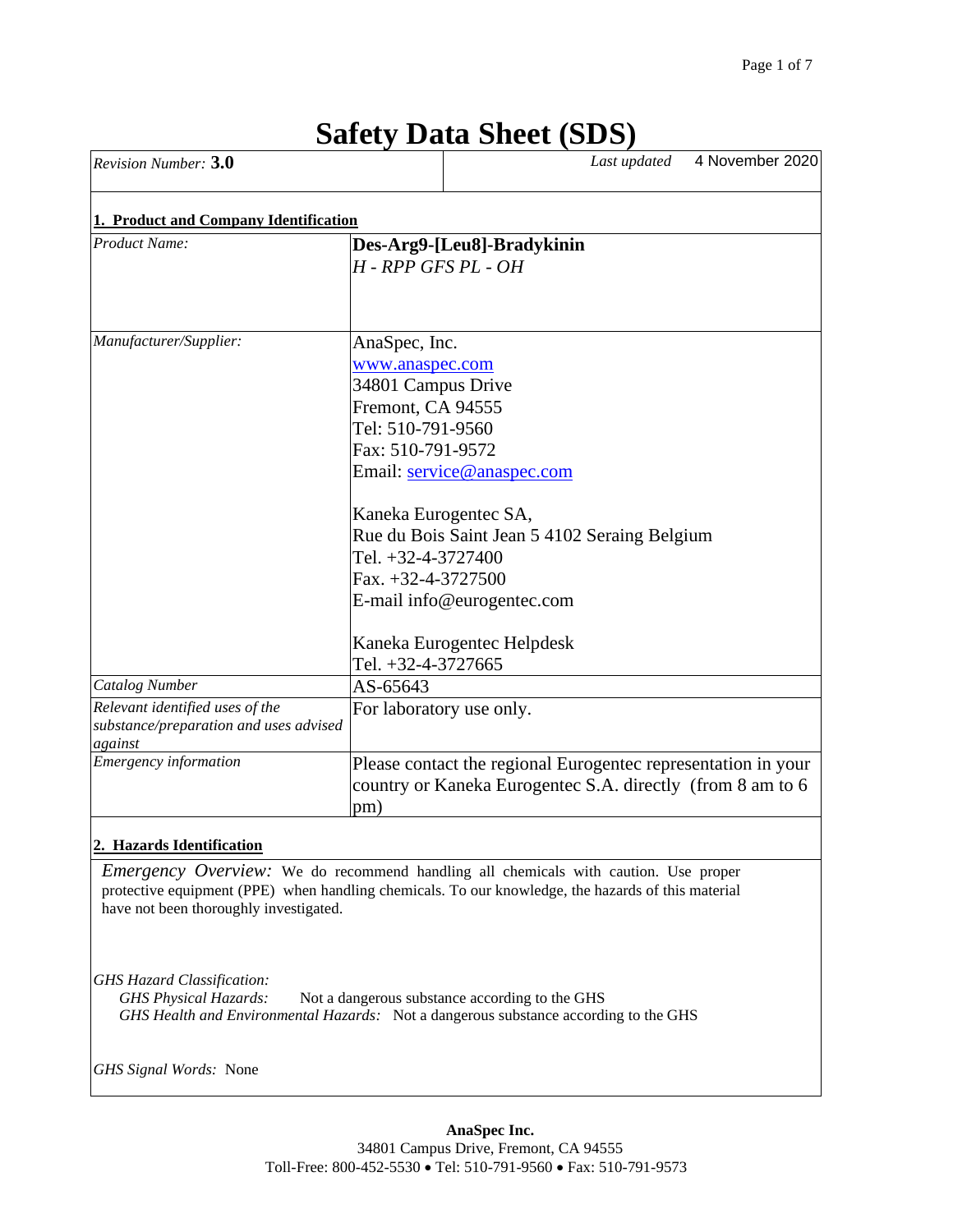# Safety Data Sheet (SDS)

| *Revision Number:* **3.0** | *Last updated* 4 November 2020 |
|---|---|

## 1. Product and Company Identification

| | |
|---|---|
| *Product Name:* | **Des-Arg9-[Leu8]-Bradykinin**<br>*H - RPP GFS PL - OH* |
| *Manufacturer/Supplier:* | AnaSpec, Inc.<br>www.anaspec.com<br>34801 Campus Drive<br>Fremont, CA 94555<br>Tel: 510-791-9560<br>Fax: 510-791-9572<br>Email: service@anaspec.com<br><br>Kaneka Eurogentec SA,<br>Rue du Bois Saint Jean 5 4102 Seraing Belgium<br>Tel. +32-4-3727400<br>Fax. +32-4-3727500<br>E-mail info@eurogentec.com<br><br>Kaneka Eurogentec Helpdesk<br>Tel. +32-4-3727665 |
| *Catalog Number* | AS-65643 |
| *Relevant identified uses of the substance/preparation and uses advised against* | For laboratory use only. |
| *Emergency information* | Please contact the regional Eurogentec representation in your country or Kaneka Eurogentec S.A. directly (from 8 am to 6 pm) |

## 2. Hazards Identification

*Emergency Overview:* We do recommend handling all chemicals with caution. Use proper protective equipment (PPE) when handling chemicals. To our knowledge, the hazards of this material have not been thoroughly investigated.

*GHS Hazard Classification:*

*GHS Physical Hazards:* Not a dangerous substance according to the GHS

*GHS Health and Environmental Hazards:* Not a dangerous substance according to the GHS

*GHS Signal Words:* None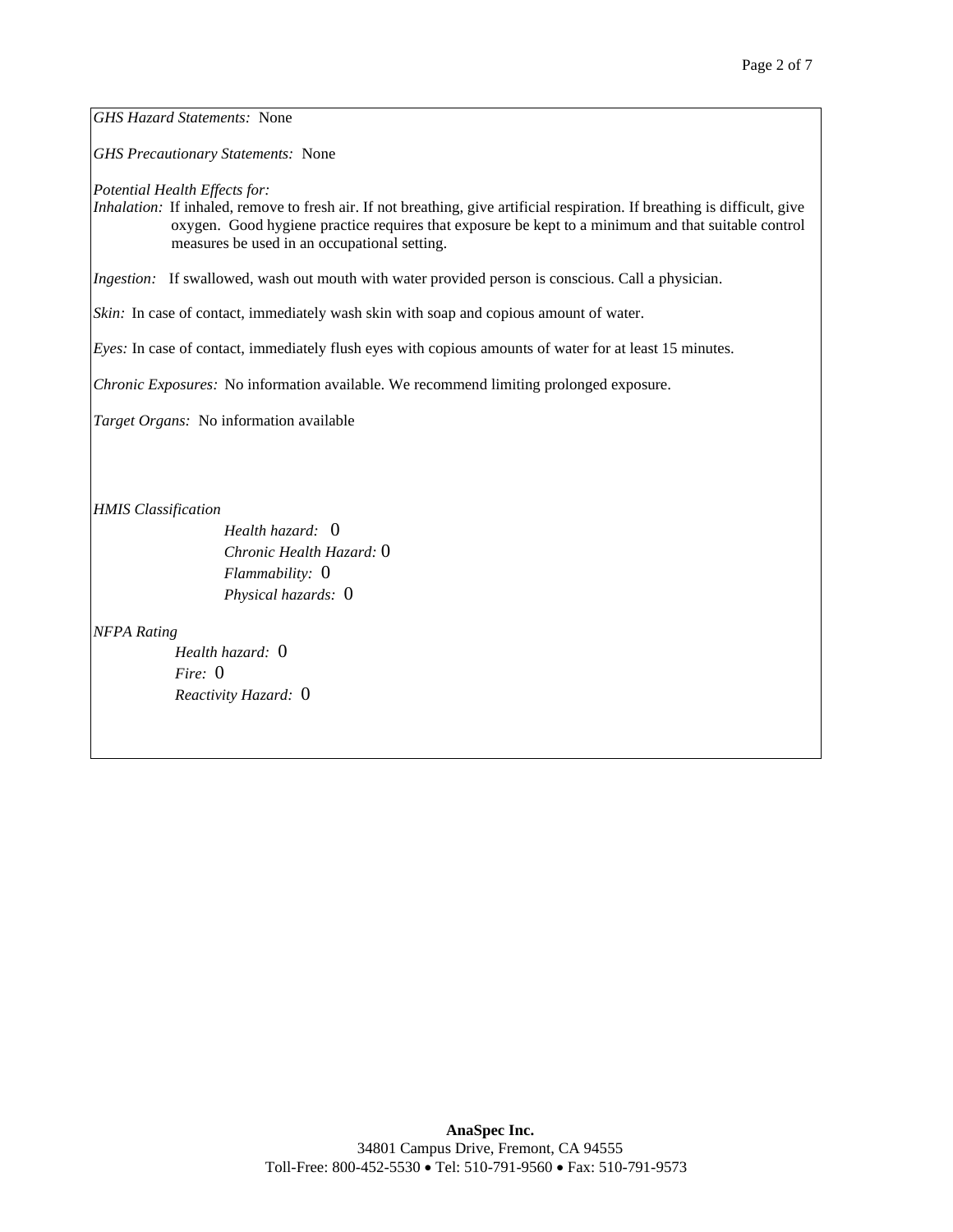*GHS Hazard Statements:* None

*GHS Precautionary Statements:* None

*Potential Health Effects for:*

*Inhalation:* If inhaled, remove to fresh air. If not breathing, give artificial respiration. If breathing is difficult, give oxygen. Good hygiene practice requires that exposure be kept to a minimum and that suitable control measures be used in an occupational setting.

*Ingestion:* If swallowed, wash out mouth with water provided person is conscious. Call a physician.

*Skin:* In case of contact, immediately wash skin with soap and copious amount of water.

*Eyes:* In case of contact, immediately flush eyes with copious amounts of water for at least 15 minutes.

*Chronic Exposures:* No information available. We recommend limiting prolonged exposure.

*Target Organs:* No information available

*HMIS Classification*

- *Health hazard:* 0
- *Chronic Health Hazard:* 0
- *Flammability:* 0
- *Physical hazards:* 0

*NFPA Rating*

- *Health hazard:* 0
- *Fire:* 0
- *Reactivity Hazard:* 0

**AnaSpec Inc.**
34801 Campus Drive, Fremont, CA 94555
Toll-Free: 800-452-5530 • Tel: 510-791-9560 • Fax: 510-791-9573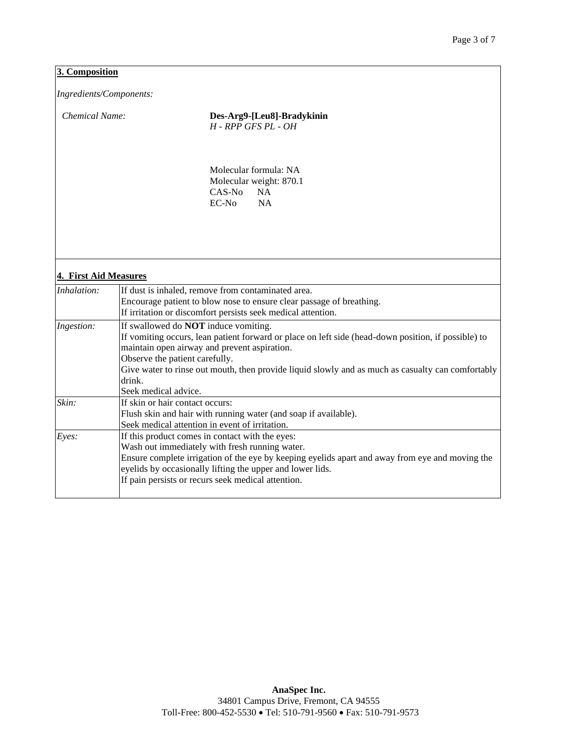## 3. Composition

*Ingredients/Components:*

*Chemical Name:* **Des-Arg9-[Leu8]-Bradykinin**
*H - RPP GFS PL - OH*

Molecular formula: NA
Molecular weight: 870.1
CAS-No NA
EC-No NA

## 4. First Aid Measures

| | |
|---|---|
| *Inhalation:* | If dust is inhaled, remove from contaminated area.<br>Encourage patient to blow nose to ensure clear passage of breathing.<br>If irritation or discomfort persists seek medical attention. |
| *Ingestion:* | If swallowed do **NOT** induce vomiting.<br>If vomiting occurs, lean patient forward or place on left side (head-down position, if possible) to maintain open airway and prevent aspiration.<br>Observe the patient carefully.<br>Give water to rinse out mouth, then provide liquid slowly and as much as casualty can comfortably drink.<br>Seek medical advice. |
| *Skin:* | If skin or hair contact occurs:<br>Flush skin and hair with running water (and soap if available).<br>Seek medical attention in event of irritation. |
| *Eyes:* | If this product comes in contact with the eyes:<br>Wash out immediately with fresh running water.<br>Ensure complete irrigation of the eye by keeping eyelids apart and away from eye and moving the eyelids by occasionally lifting the upper and lower lids.<br>If pain persists or recurs seek medical attention. |

**AnaSpec Inc.**
34801 Campus Drive, Fremont, CA 94555
Toll-Free: 800-452-5530 • Tel: 510-791-9560 • Fax: 510-791-9573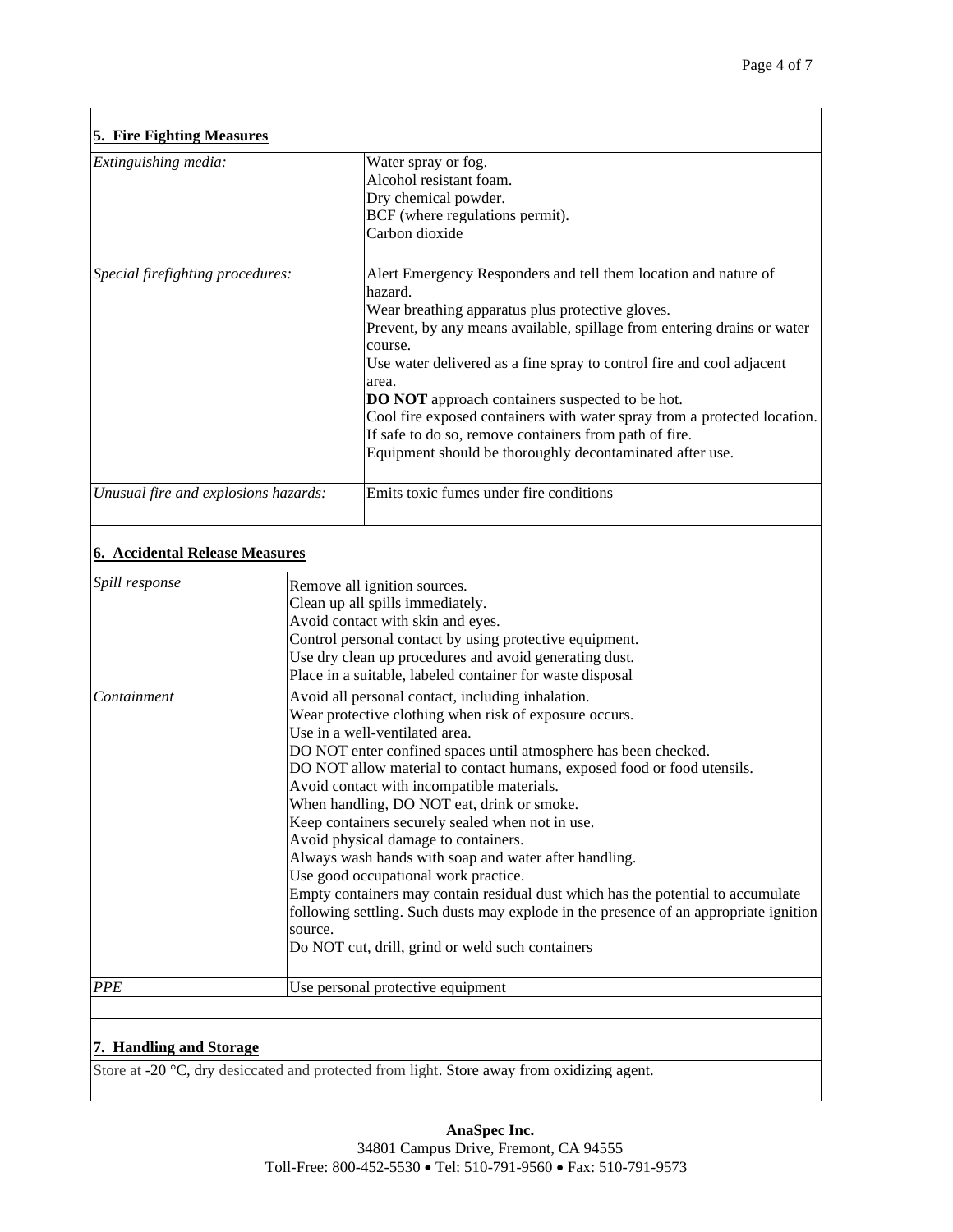## 5. Fire Fighting Measures

| | |
|---|---|
| *Extinguishing media:* | Water spray or fog.<br>Alcohol resistant foam.<br>Dry chemical powder.<br>BCF (where regulations permit).<br>Carbon dioxide |
| *Special firefighting procedures:* | Alert Emergency Responders and tell them location and nature of hazard.<br>Wear breathing apparatus plus protective gloves.<br>Prevent, by any means available, spillage from entering drains or water course.<br>Use water delivered as a fine spray to control fire and cool adjacent area.<br>**DO NOT** approach containers suspected to be hot.<br>Cool fire exposed containers with water spray from a protected location.<br>If safe to do so, remove containers from path of fire.<br>Equipment should be thoroughly decontaminated after use. |
| *Unusual fire and explosions hazards:* | Emits toxic fumes under fire conditions |

## 6. Accidental Release Measures

| | |
|---|---|
| *Spill response* | Remove all ignition sources.<br>Clean up all spills immediately.<br>Avoid contact with skin and eyes.<br>Control personal contact by using protective equipment.<br>Use dry clean up procedures and avoid generating dust.<br>Place in a suitable, labeled container for waste disposal |
| *Containment* | Avoid all personal contact, including inhalation.<br>Wear protective clothing when risk of exposure occurs.<br>Use in a well-ventilated area.<br>DO NOT enter confined spaces until atmosphere has been checked.<br>DO NOT allow material to contact humans, exposed food or food utensils.<br>Avoid contact with incompatible materials.<br>When handling, DO NOT eat, drink or smoke.<br>Keep containers securely sealed when not in use.<br>Avoid physical damage to containers.<br>Always wash hands with soap and water after handling.<br>Use good occupational work practice.<br>Empty containers may contain residual dust which has the potential to accumulate following settling. Such dusts may explode in the presence of an appropriate ignition source.<br>Do NOT cut, drill, grind or weld such containers |
| *PPE* | Use personal protective equipment |

## 7. Handling and Storage

Store at -20 °C, dry desiccated and protected from light. Store away from oxidizing agent.

**AnaSpec Inc.**
34801 Campus Drive, Fremont, CA 94555
Toll-Free: 800-452-5530 • Tel: 510-791-9560 • Fax: 510-791-9573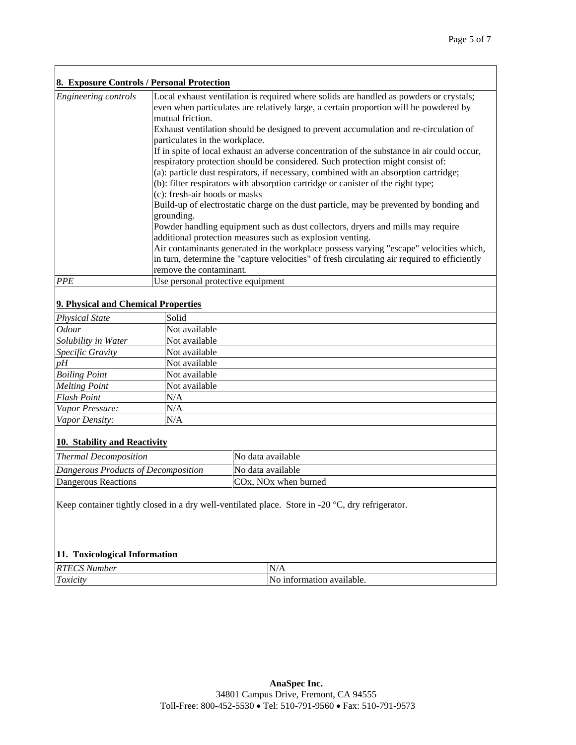## 8. Exposure Controls / Personal Protection

| | |
|---|---|
| *Engineering controls* | Local exhaust ventilation is required where solids are handled as powders or crystals; even when particulates are relatively large, a certain proportion will be powdered by mutual friction.<br>Exhaust ventilation should be designed to prevent accumulation and re-circulation of particulates in the workplace.<br>If in spite of local exhaust an adverse concentration of the substance in air could occur, respiratory protection should be considered. Such protection might consist of:<br>(a): particle dust respirators, if necessary, combined with an absorption cartridge;<br>(b): filter respirators with absorption cartridge or canister of the right type;<br>(c): fresh-air hoods or masks<br>Build-up of electrostatic charge on the dust particle, may be prevented by bonding and grounding.<br>Powder handling equipment such as dust collectors, dryers and mills may require additional protection measures such as explosion venting.<br>Air contaminants generated in the workplace possess varying "escape" velocities which, in turn, determine the "capture velocities" of fresh circulating air required to efficiently remove the contaminant. |
| *PPE* | Use personal protective equipment |

## 9. Physical and Chemical Properties

| | |
|---|---|
| *Physical State* | Solid |
| *Odour* | Not available |
| *Solubility in Water* | Not available |
| *Specific Gravity* | Not available |
| *pH* | Not available |
| *Boiling Point* | Not available |
| *Melting Point* | Not available |
| *Flash Point* | N/A |
| *Vapor Pressure:* | N/A |
| *Vapor Density:* | N/A |

## 10. Stability and Reactivity

| | |
|---|---|
| *Thermal Decomposition* | No data available |
| *Dangerous Products of Decomposition* | No data available |
| Dangerous Reactions | $CO_x$, $NO_x$ when burned |

Keep container tightly closed in a dry well-ventilated place. Store in -20 °C, dry refrigerator.

## 11. Toxicological Information

| | |
|---|---|
| *RTECS Number* | N/A |
| *Toxicity* | No information available. |

**AnaSpec Inc.**
34801 Campus Drive, Fremont, CA 94555
Toll-Free: 800-452-5530 • Tel: 510-791-9560 • Fax: 510-791-9573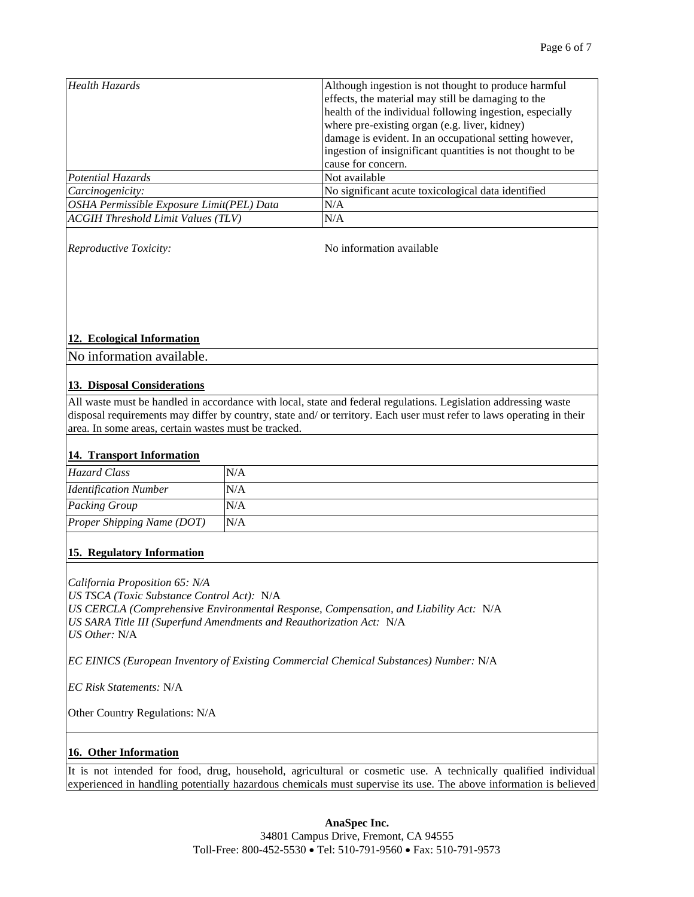| | |
|---|---|
| *Health Hazards* | Although ingestion is not thought to produce harmful effects, the material may still be damaging to the health of the individual following ingestion, especially where pre-existing organ (e.g. liver, kidney) damage is evident. In an occupational setting however, ingestion of insignificant quantities is not thought to be cause for concern. |
| *Potential Hazards* | Not available |
| *Carcinogenicity:* | No significant acute toxicological data identified |
| *OSHA Permissible Exposure Limit(PEL) Data* | N/A |
| *ACGIH Threshold Limit Values (TLV)* | N/A |

*Reproductive Toxicity:* No information available

## 12. Ecological Information

No information available.

## 13. Disposal Considerations

All waste must be handled in accordance with local, state and federal regulations. Legislation addressing waste disposal requirements may differ by country, state and/ or territory. Each user must refer to laws operating in their area. In some areas, certain wastes must be tracked.

## 14. Transport Information

| | |
|---|---|
| *Hazard Class* | N/A |
| *Identification Number* | N/A |
| *Packing Group* | N/A |
| *Proper Shipping Name (DOT)* | N/A |

## 15. Regulatory Information

*California Proposition 65: N/A*
*US TSCA (Toxic Substance Control Act):* N/A
*US CERCLA (Comprehensive Environmental Response, Compensation, and Liability Act:* N/A
*US SARA Title III (Superfund Amendments and Reauthorization Act:* N/A
*US Other:* N/A

*EC EINICS (European Inventory of Existing Commercial Chemical Substances) Number:* N/A

*EC Risk Statements:* N/A

Other Country Regulations: N/A

## 16. Other Information

It is not intended for food, drug, household, agricultural or cosmetic use. A technically qualified individual experienced in handling potentially hazardous chemicals must supervise its use. The above information is believed

**AnaSpec Inc.**
34801 Campus Drive, Fremont, CA 94555
Toll-Free: 800-452-5530 • Tel: 510-791-9560 • Fax: 510-791-9573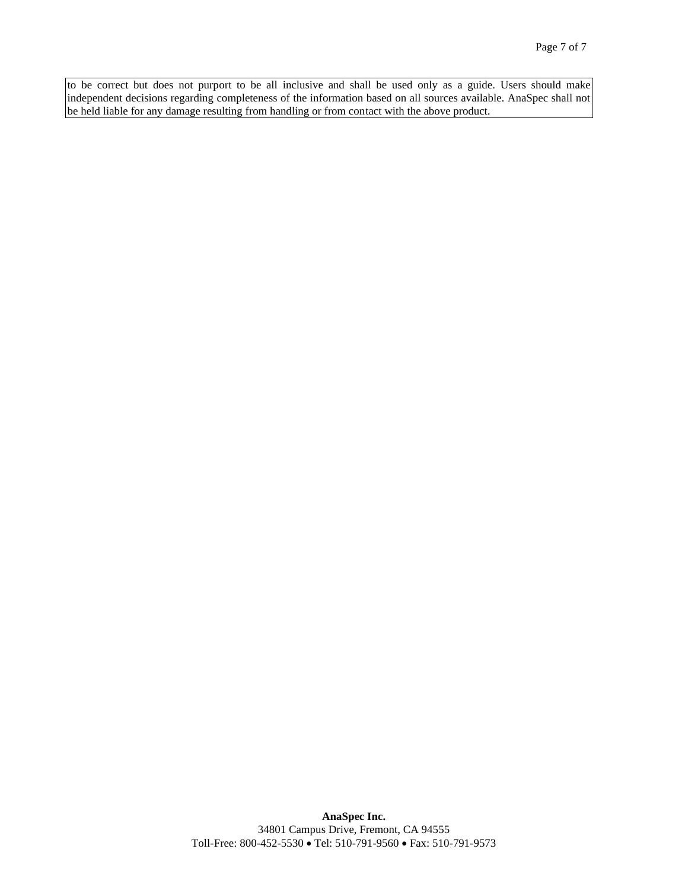to be correct but does not purport to be all inclusive and shall be used only as a guide. Users should make independent decisions regarding completeness of the information based on all sources available. AnaSpec shall not be held liable for any damage resulting from handling or from contact with the above product.

**AnaSpec Inc.**
34801 Campus Drive, Fremont, CA 94555
Toll-Free: 800-452-5530 • Tel: 510-791-9560 • Fax: 510-791-9573